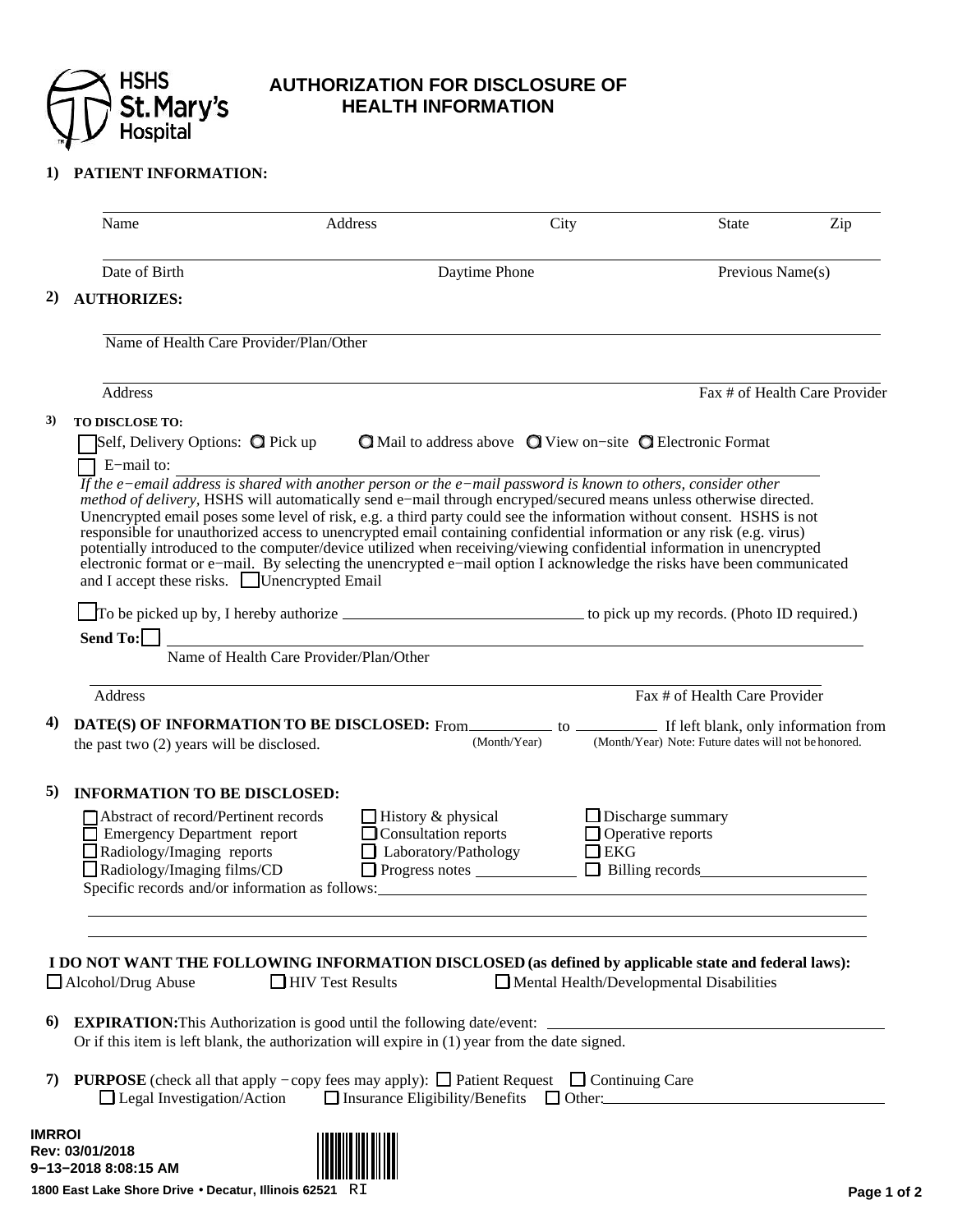HSHS St. Mary's Hospital

# AUTHORIZATION FOR DISCLOSURE OF HEALTH INFORMATION

**1) PATIENT INFORMATION:**

Name _______________ Address _______________ City _______________ State _______________ Zip _______________

Date of Birth _______________ Daytime Phone _______________ Previous Name(s) _______________

**2) AUTHORIZES:**

Name of Health Care Provider/Plan/Other _______________

Address _______________ Fax # of Health Care Provider _______________

**3) TO DISCLOSE TO:**

☐ Self, Delivery Options: ○ Pick up ○ Mail to address above ○ View on−site ○ Electronic Format

☐ E−mail to: _______________

*If the e−email address is shared with another person or the e−mail password is known to others, consider other method of delivery*, HSHS will automatically send e−mail through encryped/secured means unless otherwise directed. Unencrypted email poses some level of risk, e.g. a third party could see the information without consent. HSHS is not responsible for unauthorized access to unencrypted email containing confidential information or any risk (e.g. virus) potentially introduced to the computer/device utilized when receiving/viewing confidential information in unencrypted electronic format or e−mail. By selecting the unencrypted e−mail option I acknowledge the risks have been communicated and I accept these risks. ☐ Unencrypted Email

☐ To be picked up by, I hereby authorize _______________ to pick up my records. (Photo ID required.)

**Send To:** ☐ _______________

Name of Health Care Provider/Plan/Other

Address _______________ Fax # of Health Care Provider _______________

**4) DATE(S) OF INFORMATION TO BE DISCLOSED:** From _______________ (Month/Year) to _______________ (Month/Year) If left blank, only information from the past two (2) years will be disclosed. Note: Future dates will not be honored.

**5) INFORMATION TO BE DISCLOSED:**

- ☐ Abstract of record/Pertinent records
- ☐ Emergency Department report
- ☐ Radiology/Imaging reports
- ☐ Radiology/Imaging films/CD
- ☐ History & physical
- ☐ Consultation reports
- ☐ Laboratory/Pathology
- ☐ Progress notes _______________
- ☐ Discharge summary
- ☐ Operative reports
- ☐ EKG
- ☐ Billing records _______________

Specific records and/or information as follows: _______________

_______________

_______________

**I DO NOT WANT THE FOLLOWING INFORMATION DISCLOSED (as defined by applicable state and federal laws):**

☐ Alcohol/Drug Abuse ☐ HIV Test Results ☐ Mental Health/Developmental Disabilities

**6) EXPIRATION:** This Authorization is good until the following date/event: _______________
Or if this item is left blank, the authorization will expire in (1) year from the date signed.

**7) PURPOSE** (check all that apply − copy fees may apply): ☐ Patient Request ☐ Continuing Care ☐ Legal Investigation/Action ☐ Insurance Eligibility/Benefits ☐ Other: _______________

IMRROI
Rev: 03/01/2018
9−13−2018 8:08:15 AM

1800 East Lake Shore Drive • Decatur, Illinois 62521 RI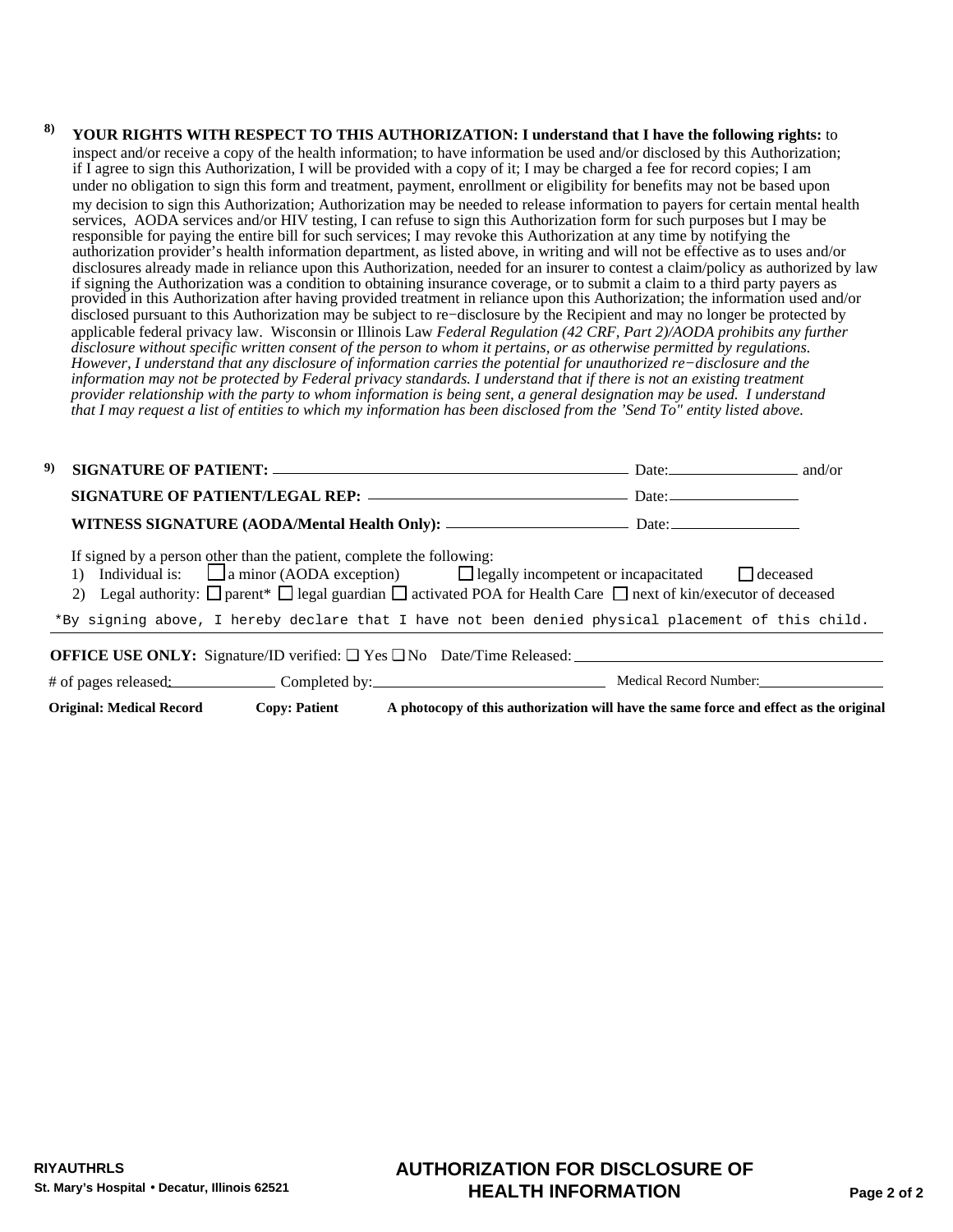8) **YOUR RIGHTS WITH RESPECT TO THIS AUTHORIZATION: I understand that I have the following rights:** to inspect and/or receive a copy of the health information; to have information be used and/or disclosed by this Authorization; if I agree to sign this Authorization, I will be provided with a copy of it; I may be charged a fee for record copies; I am under no obligation to sign this form and treatment, payment, enrollment or eligibility for benefits may not be based upon my decision to sign this Authorization; Authorization may be needed to release information to payers for certain mental health services, AODA services and/or HIV testing, I can refuse to sign this Authorization form for such purposes but I may be responsible for paying the entire bill for such services; I may revoke this Authorization at any time by notifying the authorization provider's health information department, as listed above, in writing and will not be effective as to uses and/or disclosures already made in reliance upon this Authorization, needed for an insurer to contest a claim/policy as authorized by law if signing the Authorization was a condition to obtaining insurance coverage, or to submit a claim to a third party payers as provided in this Authorization after having provided treatment in reliance upon this Authorization; the information used and/or disclosed pursuant to this Authorization may be subject to re−disclosure by the Recipient and may no longer be protected by applicable federal privacy law. Wisconsin or Illinois Law *Federal Regulation (42 CRF, Part 2)/AODA prohibits any further disclosure without specific written consent of the person to whom it pertains, or as otherwise permitted by regulations. However, I understand that any disclosure of information carries the potential for unauthorized re−disclosure and the information may not be protected by Federal privacy standards. I understand that if there is not an existing treatment provider relationship with the party to whom information is being sent, a general designation may be used. I understand that I may request a list of entities to which my information has been disclosed from the 'Send To" entity listed above.*

9) **SIGNATURE OF PATIENT:** ______________________ Date: ____________ and/or

**SIGNATURE OF PATIENT/LEGAL REP:** ______________________ Date: ____________

**WITNESS SIGNATURE (AODA/Mental Health Only):** ______________________ Date: ____________

If signed by a person other than the patient, complete the following:

1) Individual is: ☐ a minor (AODA exception) ☐ legally incompetent or incapacitated ☐ deceased
2) Legal authority: ☐ parent* ☐ legal guardian ☐ activated POA for Health Care ☐ next of kin/executor of deceased

*By signing above, I hereby declare that I have not been denied physical placement of this child.

**OFFICE USE ONLY:** Signature/ID verified: ❑ Yes ❑ No Date/Time Released: ______________________

# of pages released: ____________ Completed by: ______________________ Medical Record Number: ____________

**Original: Medical Record** **Copy: Patient** **A photocopy of this authorization will have the same force and effect as the original**

**RIYAUTHRLS**

**St. Mary's Hospital • Decatur, Illinois 62521**

**AUTHORIZATION FOR DISCLOSURE OF HEALTH INFORMATION**